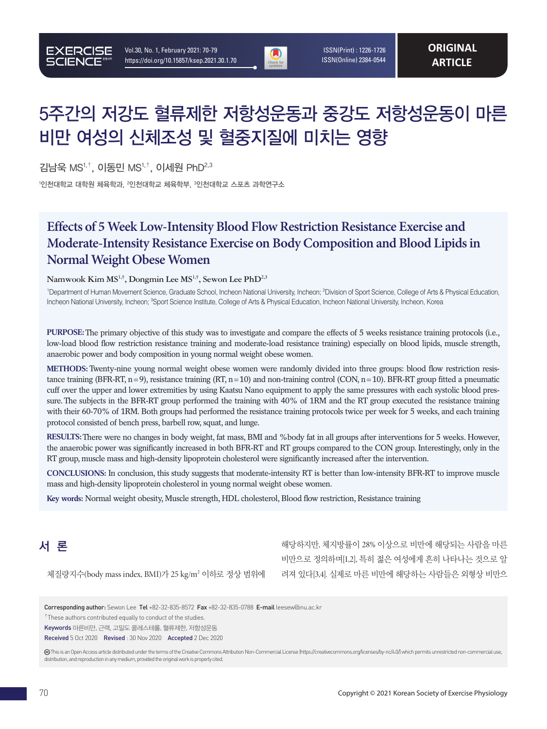# 5주간의 저강도 혈류제한 저항성운동과 중강도 저항성운동이 마른 비만 여성의 신체조성 및 혈중지질에 미치는 영향

김남욱 MS[1,†], 이동민 MS[1,†], 이세원 PhD[2,3]

[1]인천대학교 대학원 체육학과, [2]인천대학교 체육학부, [3]인천대학교 스포츠 과학연구소

## Effects of 5 Week Low-Intensity Blood Flow Restriction Resistance Exercise and Moderate-Intensity Resistance Exercise on Body Composition and Blood Lipids in Normal Weight Obese Women

Namwook Kim MS[1,†], Dongmin Lee MS[1,†], Sewon Lee PhD[2,3]

[1]Department of Human Movement Science, Graduate School, Incheon National University, Incheon; [2]Division of Sport Science, College of Arts & Physical Education, Incheon National University, Incheon; [3]Sport Science Institute, College of Arts & Physical Education, Incheon National University, Incheon, Korea

**PURPOSE:** The primary objective of this study was to investigate and compare the effects of 5 weeks resistance training protocols (i.e., low-load blood flow restriction resistance training and moderate-load resistance training) especially on blood lipids, muscle strength, anaerobic power and body composition in young normal weight obese women.

**METHODS:** Twenty-nine young normal weight obese women were randomly divided into three groups: blood flow restriction resistance training (BFR-RT, n=9), resistance training (RT, n=10) and non-training control (CON, n=10). BFR-RT group fitted a pneumatic cuff over the upper and lower extremities by using Kaatsu Nano equipment to apply the same pressures with each systolic blood pressure. The subjects in the BFR-RT group performed the training with 40% of 1RM and the RT group executed the resistance training with their 60-70% of 1RM. Both groups had performed the resistance training protocols twice per week for 5 weeks, and each training protocol consisted of bench press, barbell row, squat, and lunge.

**RESULTS:** There were no changes in body weight, fat mass, BMI and %body fat in all groups after interventions for 5 weeks. However, the anaerobic power was significantly increased in both BFR-RT and RT groups compared to the CON group. Interestingly, only in the RT group, muscle mass and high-density lipoprotein cholesterol were significantly increased after the intervention.

**CONCLUSIONS:** In conclusion, this study suggests that moderate-intensity RT is better than low-intensity BFR-RT to improve muscle mass and high-density lipoprotein cholesterol in young normal weight obese women.

**Key words:** Normal weight obesity, Muscle strength, HDL cholesterol, Blood flow restriction, Resistance training

## 서 론

체질량지수(body mass index, BMI)가 25 kg/m$^2$ 이하로 정상 범위에 해당하지만, 체지방률이 28% 이상으로 비만에 해당되는 사람을 마른 비만으로 정의하며[1,2], 특히 젊은 여성에게 흔히 나타나는 것으로 알려져 있다[3,4]. 실제로 마른 비만에 해당하는 사람들은 외형상 비만으

**Corresponding author:** Sewon Lee **Tel** +82-32-835-8572 **Fax** +82-32-835-0788 **E-mail** leesew@inu.ac.kr

†These authors contributed equally to conduct of the studies.

**Keywords** 마른비만, 근력, 고밀도 콜레스테롤, 혈류제한, 저항성운동

**Received** 5 Oct 2020 **Revised** : 30 Nov 2020 **Accepted** 2 Dec 2020

This is an Open Access article distributed under the terms of the Creative Commons Attribution Non-Commercial License (https://creativecommons.org/licenses/by-nc/4.0/) which permits unrestricted non-commercial use, distribution, and reproduction in any medium, provided the original work is properly cited.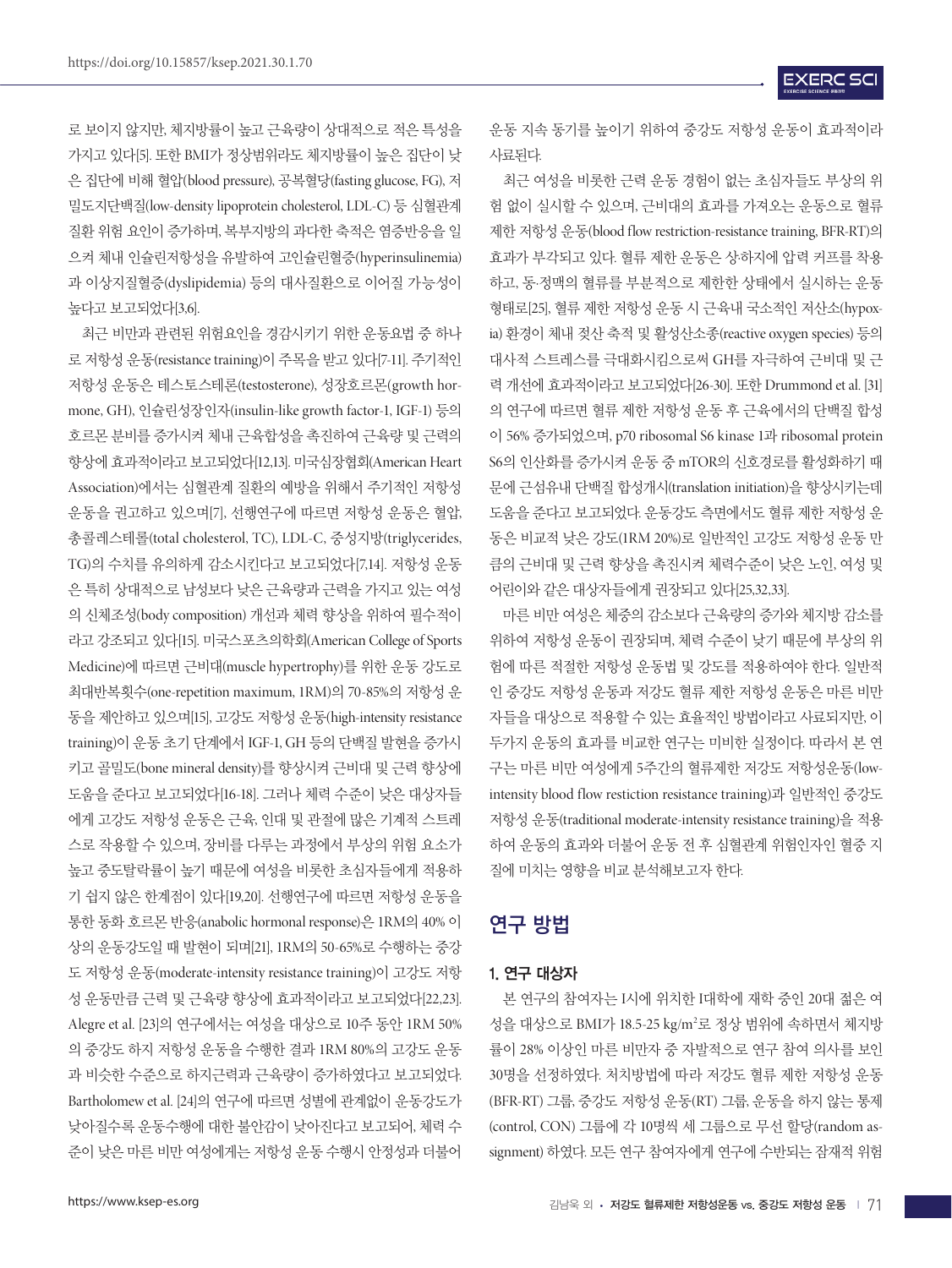로 보이지 않지만, 체지방률이 높고 근육량이 상대적으로 적은 특성을 가지고 있다[5]. 또한 BMI가 정상범위라도 체지방률이 높은 집단이 낮은 집단에 비해 혈압(blood pressure), 공복혈당(fasting glucose, FG), 저밀도지단백질(low-density lipoprotein cholesterol, LDL-C) 등 심혈관계 질환 위험 요인이 증가하며, 복부지방의 과다한 축적은 염증반응을 일으켜 체내 인슐린저항성을 유발하여 고인슐린혈증(hyperinsulinemia)과 이상지질혈증(dyslipidemia) 등의 대사질환으로 이어질 가능성이 높다고 보고되었다[3,6].

최근 비만과 관련된 위험요인을 경감시키기 위한 운동요법 중 하나로 저항성 운동(resistance training)이 주목을 받고 있다[7-11]. 주기적인 저항성 운동은 테스토스테론(testosterone), 성장호르몬(growth hormone, GH), 인슐린성장인자(insulin-like growth factor-1, IGF-1) 등의 호르몬 분비를 증가시켜 체내 근육합성을 촉진하여 근육량 및 근력의 향상에 효과적이라고 보고되었다[12,13]. 미국심장협회(American Heart Association)에서는 심혈관계 질환의 예방을 위해서 주기적인 저항성 운동을 권고하고 있으며[7], 선행연구에 따르면 저항성 운동은 혈압, 총콜레스테롤(total cholesterol, TC), LDL-C, 중성지방(triglycerides, TG)의 수치를 유의하게 감소시킨다고 보고되었다[7,14]. 저항성 운동은 특히 상대적으로 남성보다 낮은 근육량과 근력을 가지고 있는 여성의 신체조성(body composition) 개선과 체력 향상을 위하여 필수적이라고 강조되고 있다[15]. 미국스포츠의학회(American College of Sports Medicine)에 따르면 근비대(muscle hypertrophy)를 위한 운동 강도로 최대반복횟수(one-repetition maximum, 1RM)의 70-85%의 저항성 운동을 제안하고 있으며[15], 고강도 저항성 운동(high-intensity resistance training)이 운동 초기 단계에서 IGF-1, GH 등의 단백질 발현을 증가시키고 골밀도(bone mineral density)를 향상시켜 근비대 및 근력 향상에 도움을 준다고 보고되었다[16-18]. 그러나 체력 수준이 낮은 대상자들에게 고강도 저항성 운동은 근육, 인대 및 관절에 많은 기계적 스트레스로 작용할 수 있으며, 장비를 다루는 과정에서 부상의 위험 요소가 높고 중도탈락률이 높기 때문에 여성을 비롯한 초심자들에게 적용하기 쉽지 않은 한계점이 있다[19,20]. 선행연구에 따르면 저항성 운동을 통한 동화 호르몬 반응(anabolic hormonal response)은 1RM의 40% 이상의 운동강도일 때 발현이 되며[21], 1RM의 50-65%로 수행하는 중강도 저항성 운동(moderate-intensity resistance training)이 고강도 저항성 운동만큼 근력 및 근육량 향상에 효과적이라고 보고되었다[22,23]. Alegre et al. [23]의 연구에서는 여성을 대상으로 10주 동안 1RM 50%의 중강도 하지 저항성 운동을 수행한 결과 1RM 80%의 고강도 운동과 비슷한 수준으로 하지근력과 근육량이 증가하였다고 보고되었다. Bartholomew et al. [24]의 연구에 따르면 성별에 관계없이 운동강도가 낮아질수록 운동수행에 대한 불안감이 낮아진다고 보고되어, 체력 수준이 낮은 마른 비만 여성에게는 저항성 운동 수행시 안정성과 더불어 운동 지속 동기를 높이기 위하여 중강도 저항성 운동이 효과적이라 사료된다.

최근 여성을 비롯한 근력 운동 경험이 없는 초심자들도 부상의 위험 없이 실시할 수 있으며, 근비대의 효과를 가져오는 운동으로 혈류 제한 저항성 운동(blood flow restriction-resistance training, BFR-RT)의 효과가 부각되고 있다. 혈류 제한 운동은 상·하지에 압력 커프를 착용하고, 동·정맥의 혈류를 부분적으로 제한한 상태에서 실시하는 운동 형태로[25], 혈류 제한 저항성 운동 시 근육내 국소적인 저산소(hypoxia) 환경이 체내 젖산 축적 및 활성산소종(reactive oxygen species) 등의 대사적 스트레스를 극대화시킴으로써 GH를 자극하여 근비대 및 근력 개선에 효과적이라고 보고되었다[26-30]. 또한 Drummond et al. [31]의 연구에 따르면 혈류 제한 저항성 운동 후 근육에서의 단백질 합성이 56% 증가되었으며, p70 ribosomal S6 kinase 1과 ribosomal protein S6의 인산화를 증가시켜 운동 중 mTOR의 신호경로를 활성화하기 때문에 근섬유내 단백질 합성개시(translation initiation)을 향상시키는데 도움을 준다고 보고되었다. 운동강도 측면에서도 혈류 제한 저항성 운동은 비교적 낮은 강도(1RM 20%)로 일반적인 고강도 저항성 운동 만큼의 근비대 및 근력 향상을 촉진시켜 체력수준이 낮은 노인, 여성 및 어린이와 같은 대상자들에게 권장되고 있다[25,32,33].

마른 비만 여성은 체중의 감소보다 근육량의 증가와 체지방 감소를 위하여 저항성 운동이 권장되며, 체력 수준이 낮기 때문에 부상의 위험에 따른 적절한 저항성 운동법 및 강도를 적용하여야 한다. 일반적인 중강도 저항성 운동과 저강도 혈류 제한 저항성 운동은 마른 비만자들을 대상으로 적용할 수 있는 효율적인 방법이라고 사료되지만, 이 두가지 운동의 효과를 비교한 연구는 미비한 실정이다. 따라서 본 연구는 마른 비만 여성에게 5주간의 혈류제한 저강도 저항성운동(low-intensity blood flow restiction resistance training)과 일반적인 중강도 저항성 운동(traditional moderate-intensity resistance training)을 적용하여 운동의 효과와 더불어 운동 전 후 심혈관계 위험인자인 혈중 지질에 미치는 영향을 비교 분석해보고자 한다.

## 연구 방법

### 1. 연구 대상자

본 연구의 참여자는 I시에 위치한 I대학에 재학 중인 20대 젊은 여성을 대상으로 BMI가 18.5-25 kg/m$^2$로 정상 범위에 속하면서 체지방률이 28% 이상인 마른 비만자 중 자발적으로 연구 참여 의사를 보인 30명을 선정하였다. 처치방법에 따라 저강도 혈류 제한 저항성 운동(BFR-RT) 그룹, 중강도 저항성 운동(RT) 그룹, 운동을 하지 않는 통제(control, CON) 그룹에 각 10명씩 세 그룹으로 무선 할당(random assignment) 하였다. 모든 연구 참여자에게 연구에 수반되는 잠재적 위험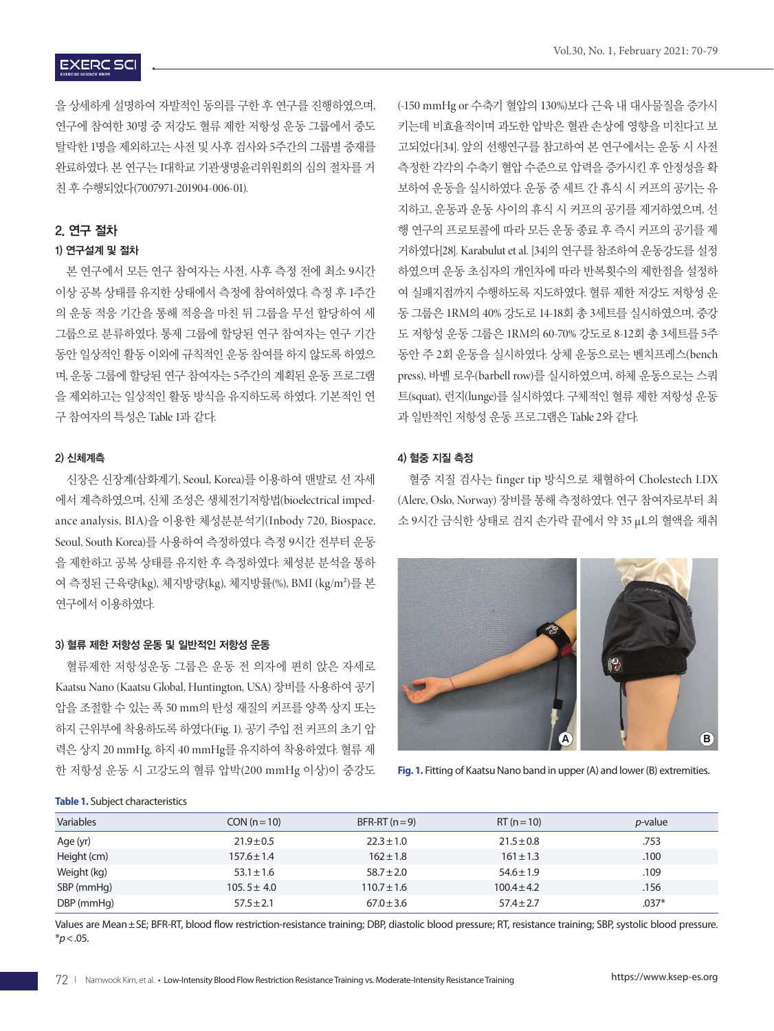을 상세하게 설명하여 자발적인 동의를 구한 후 연구를 진행하였으며, 연구에 참여한 30명 중 저강도 혈류 제한 저항성 운동 그룹에서 중도 탈락한 1명을 제외하고는 사전 및 사후 검사와 5주간의 그룹별 중재를 완료하였다. 본 연구는 I대학교 기관생명윤리위원회의 심의 절차를 거친 후 수행되었다(7007971-201904-006-01).

## 2. 연구 절차

### 1) 연구설계 및 절차

본 연구에서 모든 연구 참여자는 사전, 사후 측정 전에 최소 9시간 이상 공복 상태를 유지한 상태에서 측정에 참여하였다. 측정 후 1주간의 운동 적응 기간을 통해 적응을 마친 뒤 그룹을 무선 할당하여 세 그룹으로 분류하였다. 통제 그룹에 할당된 연구 참여자는 연구 기간 동안 일상적인 활동 이외에 규칙적인 운동 참여를 하지 않도록 하였으며, 운동 그룹에 할당된 연구 참여자는 5주간의 계획된 운동 프로그램을 제외하고는 일상적인 활동 방식을 유지하도록 하였다. 기본적인 연구 참여자의 특성은 Table 1과 같다.

### 2) 신체계측

신장은 신장계(삼화계기, Seoul, Korea)를 이용하여 맨발로 선 자세에서 계측하였으며, 신체 조성은 생체전기저항법(bioelectrical impedance analysis, BIA)을 이용한 체성분분석기(Inbody 720, Biospace, Seoul, South Korea)를 사용하여 측정하였다. 측정 9시간 전부터 운동을 제한하고 공복 상태를 유지한 후 측정하였다. 체성분 분석을 통하여 측정된 근육량(kg), 체지방량(kg), 체지방률(%), BMI (kg/m²)를 본 연구에서 이용하였다.

### 3) 혈류 제한 저항성 운동 및 일반적인 저항성 운동

혈류제한 저항성운동 그룹은 운동 전 의자에 편히 앉은 자세로 Kaatsu Nano (Kaatsu Global, Huntington, USA) 장비를 사용하여 공기압을 조절할 수 있는 폭 50 mm의 탄성 재질의 커프를 양쪽 상지 또는 하지 근위부에 착용하도록 하였다(Fig. 1). 공기 주입 전 커프의 초기 압력은 상지 20 mmHg, 하지 40 mmHg를 유지하여 착용하였다. 혈류 제한 저항성 운동 시 고강도의 혈류 압박(200 mmHg 이상)이 중강도 (-150 mmHg or 수축기 혈압의 130%)보다 근육 내 대사물질을 증가시키는데 비효율적이며 과도한 압박은 혈관 손상에 영향을 미친다고 보고되었다[34]. 앞의 선행연구를 참고하여 본 연구에서는 운동 시 사전 측정한 각각의 수축기 혈압 수준으로 압력을 증가시킨 후 안정성을 확보하여 운동을 실시하였다. 운동 중 세트 간 휴식 시 커프의 공기는 유지하고, 운동과 운동 사이의 휴식 시 커프의 공기를 제거하였으며, 선행 연구의 프로토콜에 따라 모든 운동 종료 후 즉시 커프의 공기를 제거하였다[28]. Karabulut et al. [34]의 연구를 참조하여 운동강도를 설정하였으며 운동 초심자의 개인차에 따라 반복횟수의 제한점을 설정하여 실패지점까지 수행하도록 지도하였다. 혈류 제한 저강도 저항성 운동 그룹은 1RM의 40% 강도로 14-18회 총 3세트를 실시하였으며, 중강도 저항성 운동 그룹은 1RM의 60-70% 강도로 8-12회 총 3세트를 5주 동안 주 2회 운동을 실시하였다. 상체 운동으로는 벤치프레스(bench press), 바벨 로우(barbell row)를 실시하였으며, 하체 운동으로는 스쿼트(squat), 런지(lunge)를 실시하였다. 구체적인 혈류 제한 저항성 운동과 일반적인 저항성 운동 프로그램은 Table 2와 같다.

### 4) 혈중 지질 측정

혈중 지질 검사는 finger tip 방식으로 채혈하여 Cholestech LDX (Alere, Oslo, Norway) 장비를 통해 측정하였다. 연구 참여자로부터 최소 9시간 금식한 상태로 검지 손가락 끝에서 약 35 μL의 혈액을 채취

**Fig. 1.** Fitting of Kaatsu Nano band in upper (A) and lower (B) extremities.

**Table 1.** Subject characteristics

| Variables | CON (n=10) | BFR-RT (n=9) | RT (n=10) | *p*-value |
|---|---|---|---|---|
| Age (yr) | 21.9±0.5 | 22.3±1.0 | 21.5±0.8 | .753 |
| Height (cm) | 157.6±1.4 | 162±1.8 | 161±1.3 | .100 |
| Weight (kg) | 53.1±1.6 | 58.7±2.0 | 54.6±1.9 | .109 |
| SBP (mmHg) | 105. 5± 4.0 | 110.7±1.6 | 100.4±4.2 | .156 |
| DBP (mmHg) | 57.5±2.1 | 67.0±3.6 | 57.4±2.7 | .037* |

Values are Mean±SE; BFR-RT, blood flow restriction-resistance training; DBP, diastolic blood pressure; RT, resistance training; SBP, systolic blood pressure. *$p<.05$.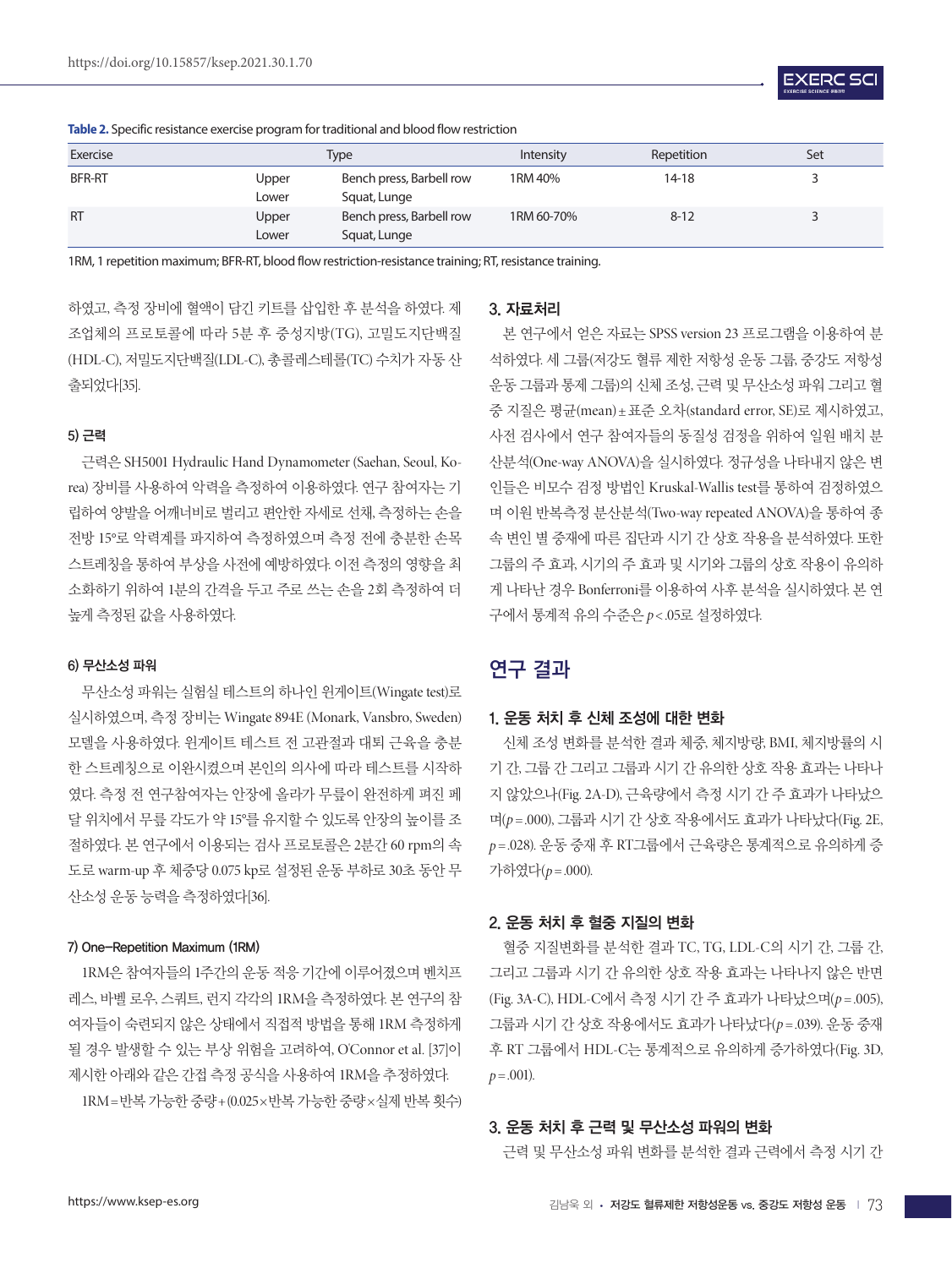**Table 2.** Specific resistance exercise program for traditional and blood flow restriction

| Exercise | Type | | Intensity | Repetition | Set |
|---|---|---|---|---|---|
| BFR-RT | Upper | Bench press, Barbell row | 1RM 40% | 14-18 | 3 |
| | Lower | Squat, Lunge | | | |
| RT | Upper | Bench press, Barbell row | 1RM 60-70% | 8-12 | 3 |
| | Lower | Squat, Lunge | | | |

1RM, 1 repetition maximum; BFR-RT, blood flow restriction-resistance training; RT, resistance training.

하였고, 측정 장비에 혈액이 담긴 키트를 삽입한 후 분석을 하였다. 제조업체의 프로토콜에 따라 5분 후 중성지방(TG), 고밀도지단백질(HDL-C), 저밀도지단백질(LDL-C), 총콜레스테롤(TC) 수치가 자동 산출되었다[35].

#### 5) 근력

근력은 SH5001 Hydraulic Hand Dynamometer (Saehan, Seoul, Korea) 장비를 사용하여 악력을 측정하여 이용하였다. 연구 참여자는 기립하여 양발을 어깨너비로 벌리고 편안한 자세로 선채, 측정하는 손을 전방 15°로 악력계를 파지하여 측정하였으며 측정 전에 충분한 손목 스트레칭을 통하여 부상을 사전에 예방하였다. 이전 측정의 영향을 최소화하기 위하여 1분의 간격을 두고 주로 쓰는 손을 2회 측정하여 더 높게 측정된 값을 사용하였다.

#### 6) 무산소성 파워

무산소성 파워는 실험실 테스트의 하나인 윈게이트(Wingate test)로 실시하였으며, 측정 장비는 Wingate 894E (Monark, Vansbro, Sweden) 모델을 사용하였다. 윈게이트 테스트 전 고관절과 대퇴 근육을 충분한 스트레칭으로 이완시켰으며 본인의 의사에 따라 테스트를 시작하였다. 측정 전 연구참여자는 안장에 올라가 무릎이 완전하게 펴진 페달 위치에서 무릎 각도가 약 15°를 유지할 수 있도록 안장의 높이를 조절하였다. 본 연구에서 이용되는 검사 프로토콜은 2분간 60 rpm의 속도로 warm-up 후 체중당 0.075 kp로 설정된 운동 부하로 30초 동안 무산소성 운동 능력을 측정하였다[36].

#### 7) One-Repetition Maximum (1RM)

1RM은 참여자들의 1주간의 운동 적응 기간에 이루어졌으며 벤치프레스, 바벨 로우, 스쿼트, 런지 각각의 1RM을 측정하였다. 본 연구의 참여자들이 숙련되지 않은 상태에서 직접적 방법을 통해 1RM 측정하게 될 경우 발생할 수 있는 부상 위험을 고려하여, O'Connor et al. [37]이 제시한 아래와 같은 간접 측정 공식을 사용하여 1RM을 추정하였다.

1RM = 반복 가능한 중량 + (0.025 × 반복 가능한 중량 × 실제 반복 횟수)

### 3. 자료처리

본 연구에서 얻은 자료는 SPSS version 23 프로그램을 이용하여 분석하였다. 세 그룹(저강도 혈류 제한 저항성 운동 그룹, 중강도 저항성 운동 그룹과 통제 그룹)의 신체 조성, 근력 및 무산소성 파워 그리고 혈중 지질은 평균(mean) ± 표준 오차(standard error, SE)로 제시하였고, 사전 검사에서 연구 참여자들의 동질성 검정을 위하여 일원 배치 분산분석(One-way ANOVA)을 실시하였다. 정규성을 나타내지 않은 변인들은 비모수 검정 방법인 Kruskal-Wallis test를 통하여 검정하였으며 이원 반복측정 분산분석(Two-way repeated ANOVA)을 통하여 종속 변인 별 중재에 따른 집단과 시기 간 상호 작용을 분석하였다. 또한 그룹의 주 효과, 시기의 주 효과 및 시기와 그룹의 상호 작용이 유의하게 나타난 경우 Bonferroni를 이용하여 사후 분석을 실시하였다. 본 연구에서 통계적 유의 수준은 $p < .05$로 설정하였다.

## 연구 결과

### 1. 운동 처치 후 신체 조성에 대한 변화

신체 조성 변화를 분석한 결과 체중, 체지방량, BMI, 체지방률의 시기 간, 그룹 간 그리고 그룹과 시기 간 유의한 상호 작용 효과는 나타나지 않았으나(Fig. 2A-D), 근육량에서 측정 시기 간 주 효과가 나타났으며($p = .000$), 그룹과 시기 간 상호 작용에서도 효과가 나타났다(Fig. 2E, $p = .028$). 운동 중재 후 RT그룹에서 근육량은 통계적으로 유의하게 증가하였다($p = .000$).

### 2. 운동 처치 후 혈중 지질의 변화

혈중 지질변화를 분석한 결과 TC, TG, LDL-C의 시기 간, 그룹 간, 그리고 그룹과 시기 간 유의한 상호 작용 효과는 나타나지 않은 반면(Fig. 3A-C), HDL-C에서 측정 시기 간 주 효과가 나타났으며($p = .005$), 그룹과 시기 간 상호 작용에서도 효과가 나타났다($p = .039$). 운동 중재 후 RT 그룹에서 HDL-C는 통계적으로 유의하게 증가하였다(Fig. 3D, $p = .001$).

### 3. 운동 처치 후 근력 및 무산소성 파워의 변화

근력 및 무산소성 파워 변화를 분석한 결과 근력에서 측정 시기 간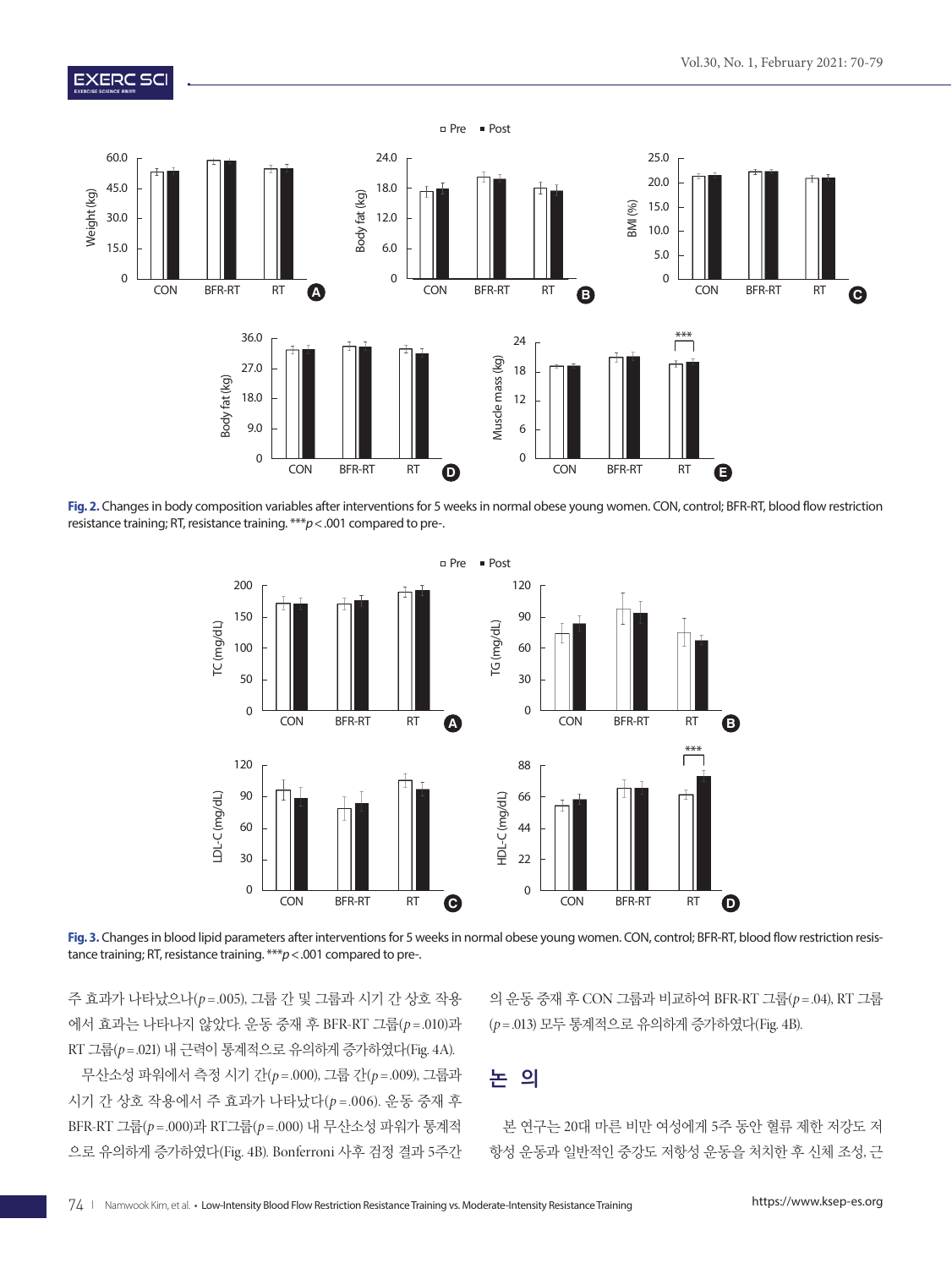Fig. 2. Changes in body composition variables after interventions for 5 weeks in normal obese young women. CON, control; BFR-RT, blood flow restriction resistance training; RT, resistance training. ***$p < .001$ compared to pre-.

Fig. 3. Changes in blood lipid parameters after interventions for 5 weeks in normal obese young women. CON, control; BFR-RT, blood flow restriction resistance training; RT, resistance training. ***$p < .001$ compared to pre-.

주 효과가 나타났으나($p = .005$), 그룹 간 및 그룹과 시기 간 상호 작용에서 효과는 나타나지 않았다. 운동 중재 후 BFR-RT 그룹($p = .010$)과 RT 그룹($p = .021$) 내 근력이 통계적으로 유의하게 증가하였다(Fig. 4A).

무산소성 파워에서 측정 시기 간($p = .000$), 그룹 간($p = .009$), 그룹과 시기 간 상호 작용에서 주 효과가 나타났다($p = .006$). 운동 중재 후 BFR-RT 그룹($p = .000$)과 RT그룹($p = .000$) 내 무산소성 파워가 통계적으로 유의하게 증가하였다(Fig. 4B). Bonferroni 사후 검정 결과 5주간의 운동 중재 후 CON 그룹과 비교하여 BFR-RT 그룹($p = .04$), RT 그룹($p = .013$) 모두 통계적으로 유의하게 증가하였다(Fig. 4B).

## 논 의

본 연구는 20대 마른 비만 여성에게 5주 동안 혈류 제한 저강도 저항성 운동과 일반적인 중강도 저항성 운동을 처치한 후 신체 조성, 근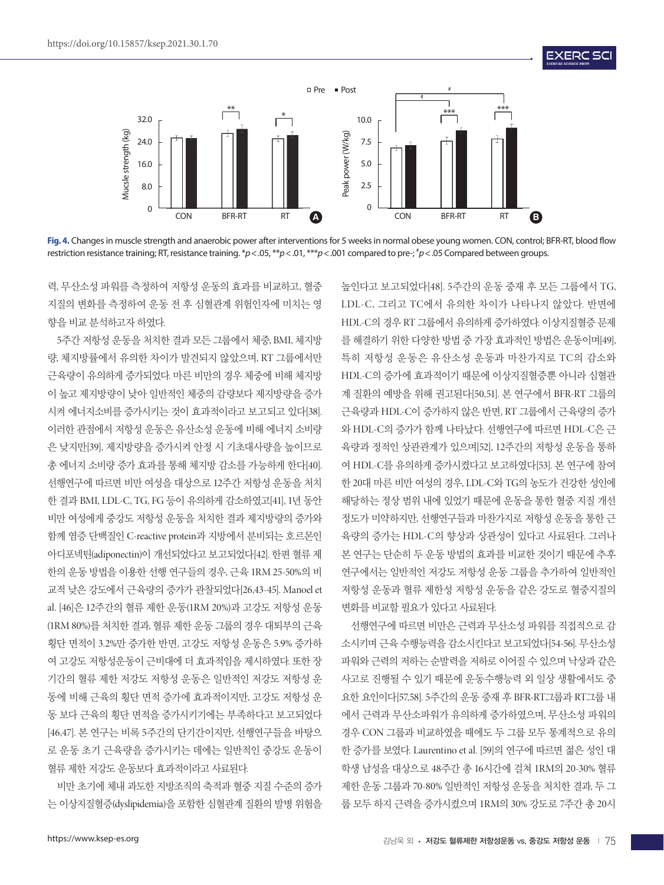**Fig. 4.** Changes in muscle strength and anaerobic power after interventions for 5 weeks in normal obese young women. CON, control; BFR-RT, blood flow restriction resistance training; RT, resistance training. *$p < .05$, **$p < .01$, ***$p < .001$ compared to pre-; #$p < .05$ Compared between groups.

력, 무산소성 파워를 측정하여 저항성 운동의 효과를 비교하고, 혈중 지질의 변화를 측정하여 운동 전 후 심혈관계 위험인자에 미치는 영향을 비교 분석하고자 하였다.

5주간 저항성 운동을 처치한 결과 모든 그룹에서 체중, BMI, 체지방량, 체지방률에서 유의한 차이가 발견되지 않았으며, RT 그룹에서만 근육량이 유의하게 증가되었다. 마른 비만의 경우 체중에 비해 체지방이 높고 제지방량이 낮아 일반적인 체중의 감량보다 제지방량을 증가시켜 에너지소비를 증가시키는 것이 효과적이라고 보고되고 있다[38]. 이러한 관점에서 저항성 운동은 유산소성 운동에 비해 에너지 소비량은 낮지만[39], 제지방량을 증가시켜 안정 시 기초대사량을 높이므로 총 에너지 소비량 증가 효과를 통해 체지방 감소를 가능하게 한다[40]. 선행연구에 따르면 비만 여성을 대상으로 12주간 저항성 운동을 처치한 결과 BMI, LDL-C, TG, FG 등이 유의하게 감소하였고[41], 1년 동안 비만 여성에게 중강도 저항성 운동을 처치한 결과 제지방량의 증가와 함께 염증 단백질인 C-reactive protein과 지방에서 분비되는 호르몬인 아디포넥틴(adiponectin)이 개선되었다고 보고되었다[42]. 한편 혈류 제한의 운동 방법을 이용한 선행 연구들의 경우, 근육 1RM 25-50%의 비교적 낮은 강도에서 근육량의 증가가 관찰되었다[26,43-45]. Manoel et al. [46]은 12주간의 혈류 제한 운동(1RM 20%)과 고강도 저항성 운동(1RM 80%)를 처치한 결과, 혈류 제한 운동 그룹의 경우 대퇴부의 근육 횡단 면적이 3.2%만 증가한 반면, 고강도 저항성 운동은 5.9% 증가하여 고강도 저항성운동이 근비대에 더 효과적임을 제시하였다. 또한 장기간의 혈류 제한 저강도 저항성 운동은 일반적인 저강도 저항성 운동에 비해 근육의 횡단 면적 증가에 효과적이지만, 고강도 저항성 운동 보다 근육의 횡단 면적을 증가시키기에는 부족하다고 보고되었다[46,47]. 본 연구는 비록 5주간의 단기간이지만, 선행연구들을 바탕으로 운동 초기 근육량을 증가시키는 데에는 일반적인 중강도 운동이 혈류 제한 저강도 운동보다 효과적이라고 사료된다.

비만 초기에 체내 과도한 지방조직의 축적과 혈중 지질 수준의 증가는 이상지질혈증(dyslipidemia)을 포함한 심혈관계 질환의 발병 위험을 높인다고 보고되었다[48]. 5주간의 운동 중재 후 모든 그룹에서 TG, LDL-C, 그리고 TC에서 유의한 차이가 나타나지 않았다. 반면에 HDL-C의 경우 RT 그룹에서 유의하게 증가하였다. 이상지질혈증 문제를 해결하기 위한 다양한 방법 중 가장 효과적인 방법은 운동이며[49], 특히 저항성 운동은 유산소성 운동과 마찬가지로 TC의 감소와 HDL-C의 증가에 효과적이기 때문에 이상지질혈증뿐 아니라 심혈관계 질환의 예방을 위해 권고된다[50,51]. 본 연구에서 BFR-RT 그룹의 근육량과 HDL-C이 증가하지 않은 반면, RT 그룹에서 근육량의 증가와 HDL-C의 증가가 함께 나타났다. 선행연구에 따르면 HDL-C은 근육량과 정적인 상관관계가 있으며[52], 12주간의 저항성 운동을 통하여 HDL-C를 유의하게 증가시켰다고 보고하였다[53]. 본 연구에 참여한 20대 마른 비만 여성의 경우, LDL-C와 TG의 농도가 건강한 성인에 해당하는 정상 범위 내에 있었기 때문에 운동을 통한 혈중 지질 개선 정도가 미약하지만, 선행연구들과 마찬가지로 저항성 운동을 통한 근육량의 증가는 HDL-C의 향상과 상관성이 있다고 사료된다. 그러나 본 연구는 단순히 두 운동 방법의 효과를 비교한 것이기 때문에 추후 연구에서는 일반적인 저강도 저항성 운동 그룹을 추가하여 일반적인 저항성 운동과 혈류 제한성 저항성 운동을 같은 강도로 혈중지질의 변화를 비교할 필요가 있다고 사료된다.

선행연구에 따르면 비만은 근력과 무산소성 파워를 직접적으로 감소시키며 근육 수행능력을 감소시킨다고 보고되었다[54-56]. 무산소성 파워와 근력의 저하는 순발력을 저하로 이어질 수 있으며 낙상과 같은 사고로 진행될 수 있기 때문에 운동수행능력 외 일상 생활에서도 중요한 요인이다[57,58]. 5주간의 운동 중재 후 BFR-RT그룹과 RT그룹 내에서 근력과 무산소파워가 유의하게 증가하였으며, 무산소성 파워의 경우 CON 그룹과 비교하였을 때에도 두 그룹 모두 통계적으로 유의한 증가를 보였다. Laurentino et al. [59]의 연구에 따르면 젊은 성인 대학생 남성을 대상으로 48주간 총 16시간에 걸쳐 1RM의 20-30% 혈류 제한 운동 그룹과 70-80% 일반적인 저항성 운동을 처치한 결과, 두 그룹 모두 하지 근력을 증가시켰으며 1RM의 30% 강도로 7주간 총 20시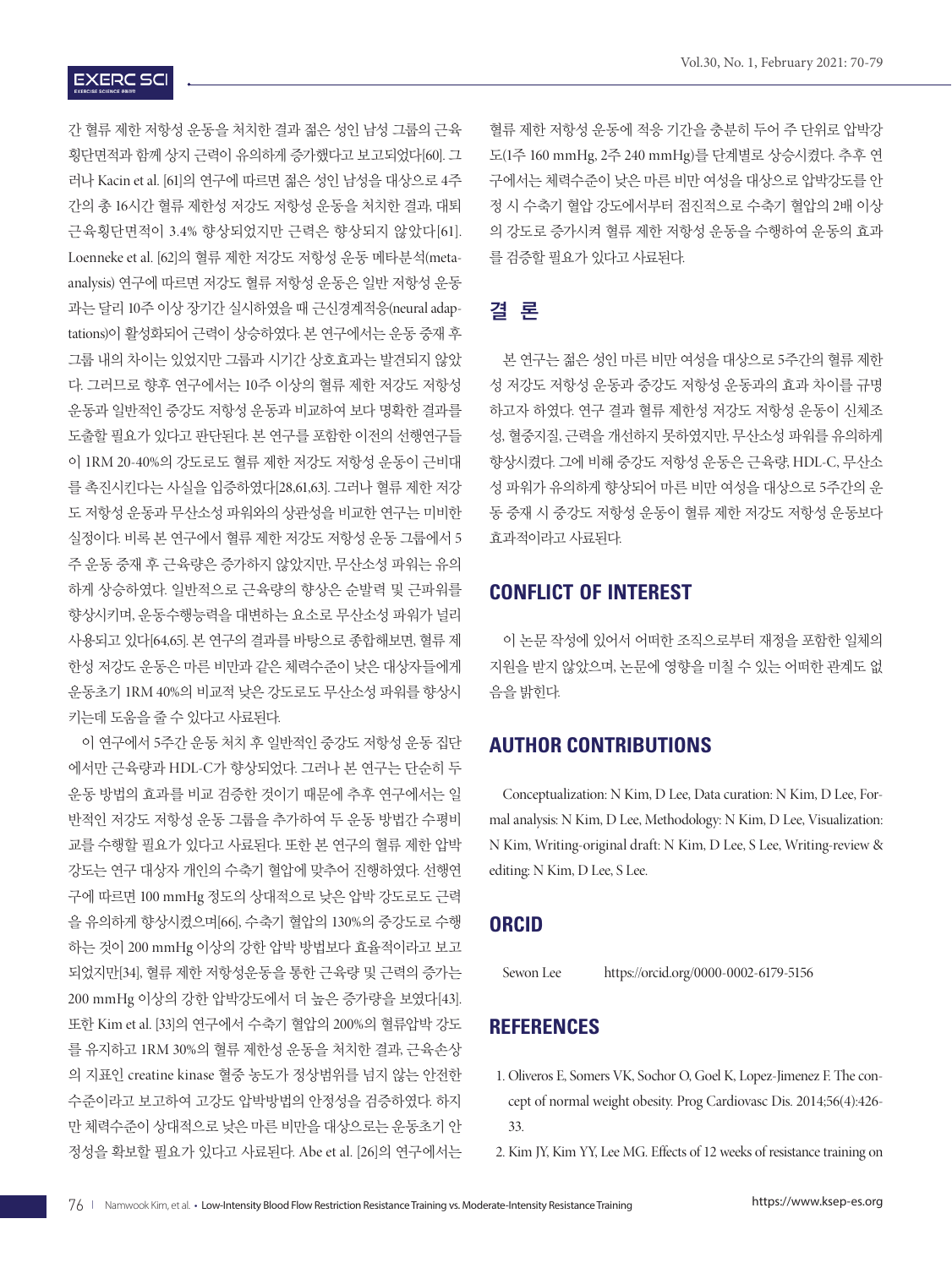간 혈류 제한 저항성 운동을 처치한 결과 젊은 성인 남성 그룹의 근육 횡단면적과 함께 상지 근력이 유의하게 증가했다고 보고되었다[60]. 그러나 Kacin et al. [61]의 연구에 따르면 젊은 성인 남성을 대상으로 4주간의 총 16시간 혈류 제한성 저강도 저항성 운동을 처치한 결과, 대퇴 근육횡단면적이 3.4% 향상되었지만 근력은 향상되지 않았다[61]. Loenneke et al. [62]의 혈류 제한 저강도 저항성 운동 메타분석(meta-analysis) 연구에 따르면 저강도 혈류 저항성 운동은 일반 저항성 운동과는 달리 10주 이상 장기간 실시하였을 때 근신경계적응(neural adaptations)이 활성화되어 근력이 상승하였다. 본 연구에서는 운동 중재 후 그룹 내의 차이는 있었지만 그룹과 시기간 상호효과는 발견되지 않았다. 그러므로 향후 연구에서는 10주 이상의 혈류 제한 저강도 저항성 운동과 일반적인 중강도 저항성 운동과 비교하여 보다 명확한 결과를 도출할 필요가 있다고 판단된다. 본 연구를 포함한 이전의 선행연구들이 1RM 20-40%의 강도로도 혈류 제한 저강도 저항성 운동이 근비대를 촉진시킨다는 사실을 입증하였다[28,61,63]. 그러나 혈류 제한 저강도 저항성 운동과 무산소성 파워와의 상관성을 비교한 연구는 미비한 실정이다. 비록 본 연구에서 혈류 제한 저강도 저항성 운동 그룹에서 5주 운동 중재 후 근육량은 증가하지 않았지만, 무산소성 파워는 유의하게 상승하였다. 일반적으로 근육량의 향상은 순발력 및 근파워를 향상시키며, 운동수행능력을 대변하는 요소로 무산소성 파워가 널리 사용되고 있다[64,65]. 본 연구의 결과를 바탕으로 종합해보면, 혈류 제한성 저강도 운동은 마른 비만과 같은 체력수준이 낮은 대상자들에게 운동초기 1RM 40%의 비교적 낮은 강도로도 무산소성 파워를 향상시키는데 도움을 줄 수 있다고 사료된다.

이 연구에서 5주간 운동 처치 후 일반적인 중강도 저항성 운동 집단에서만 근육량과 HDL-C가 향상되었다. 그러나 본 연구는 단순히 두 운동 방법의 효과를 비교 검증한 것이기 때문에 추후 연구에서는 일반적인 저강도 저항성 운동 그룹을 추가하여 두 운동 방법간 수평비교를 수행할 필요가 있다고 사료된다. 또한 본 연구의 혈류 제한 압박강도는 연구 대상자 개인의 수축기 혈압에 맞추어 진행하였다. 선행연구에 따르면 100 mmHg 정도의 상대적으로 낮은 압박 강도로도 근력을 유의하게 향상시켰으며[66], 수축기 혈압의 130%의 중강도로 수행하는 것이 200 mmHg 이상의 강한 압박 방법보다 효율적이라고 보고되었지만[34], 혈류 제한 저항성운동을 통한 근육량 및 근력의 증가는 200 mmHg 이상의 강한 압박강도에서 더 높은 증가량을 보였다[43]. 또한 Kim et al. [33]의 연구에서 수축기 혈압의 200%의 혈류압박 강도를 유지하고 1RM 30%의 혈류 제한성 운동을 처치한 결과, 근육손상의 지표인 creatine kinase 혈중 농도가 정상범위를 넘지 않는 안전한 수준이라고 보고하여 고강도 압박방법의 안정성을 검증하였다. 하지만 체력수준이 상대적으로 낮은 마른 비만을 대상으로는 운동초기 안정성을 확보할 필요가 있다고 사료된다. Abe et al. [26]의 연구에서는 혈류 제한 저항성 운동에 적응 기간을 충분히 두어 주 단위로 압박강도(1주 160 mmHg, 2주 240 mmHg)를 단계별로 상승시켰다. 추후 연구에서는 체력수준이 낮은 마른 비만 여성을 대상으로 압박강도를 안정 시 수축기 혈압 강도에서부터 점진적으로 수축기 혈압의 2배 이상의 강도로 증가시켜 혈류 제한 저항성 운동을 수행하여 운동의 효과를 검증할 필요가 있다고 사료된다.

## 결 론

본 연구는 젊은 성인 마른 비만 여성을 대상으로 5주간의 혈류 제한성 저강도 저항성 운동과 중강도 저항성 운동과의 효과 차이를 규명하고자 하였다. 연구 결과 혈류 제한성 저강도 저항성 운동이 신체조성, 혈중지질, 근력을 개선하지 못하였지만, 무산소성 파워를 유의하게 향상시켰다. 그에 비해 중강도 저항성 운동은 근육량, HDL-C, 무산소성 파워가 유의하게 향상되어 마른 비만 여성을 대상으로 5주간의 운동 중재 시 중강도 저항성 운동이 혈류 제한 저강도 저항성 운동보다 효과적이라고 사료된다.

## CONFLICT OF INTEREST

이 논문 작성에 있어서 어떠한 조직으로부터 재정을 포함한 일체의 지원을 받지 않았으며, 논문에 영향을 미칠 수 있는 어떠한 관계도 없음을 밝힌다.

## AUTHOR CONTRIBUTIONS

Conceptualization: N Kim, D Lee, Data curation: N Kim, D Lee, Formal analysis: N Kim, D Lee, Methodology: N Kim, D Lee, Visualization: N Kim, Writing-original draft: N Kim, D Lee, S Lee, Writing-review & editing: N Kim, D Lee, S Lee.

## ORCID

Sewon Lee https://orcid.org/0000-0002-6179-5156

## REFERENCES

1. Oliveros E, Somers VK, Sochor O, Goel K, Lopez-Jimenez F. The concept of normal weight obesity. Prog Cardiovasc Dis. 2014;56(4):426-33.
2. Kim JY, Kim YY, Lee MG. Effects of 12 weeks of resistance training on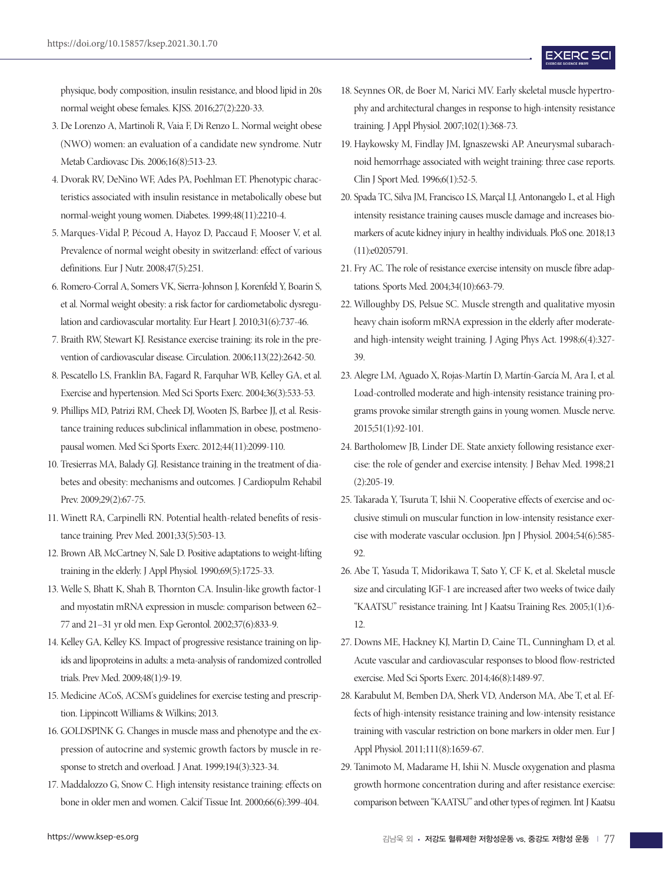physique, body composition, insulin resistance, and blood lipid in 20s normal weight obese females. KJSS. 2016;27(2):220-33.

3. De Lorenzo A, Martinoli R, Vaia F, Di Renzo L. Normal weight obese (NWO) women: an evaluation of a candidate new syndrome. Nutr Metab Cardiovasc Dis. 2006;16(8):513-23.
4. Dvorak RV, DeNino WF, Ades PA, Poehlman ET. Phenotypic characteristics associated with insulin resistance in metabolically obese but normal-weight young women. Diabetes. 1999;48(11):2210-4.
5. Marques-Vidal P, Pécoud A, Hayoz D, Paccaud F, Mooser V, et al. Prevalence of normal weight obesity in switzerland: effect of various definitions. Eur J Nutr. 2008;47(5):251.
6. Romero-Corral A, Somers VK, Sierra-Johnson J, Korenfeld Y, Boarin S, et al. Normal weight obesity: a risk factor for cardiometabolic dysregulation and cardiovascular mortality. Eur Heart J. 2010;31(6):737-46.
7. Braith RW, Stewart KJ. Resistance exercise training: its role in the prevention of cardiovascular disease. Circulation. 2006;113(22):2642-50.
8. Pescatello LS, Franklin BA, Fagard R, Farquhar WB, Kelley GA, et al. Exercise and hypertension. Med Sci Sports Exerc. 2004;36(3):533-53.
9. Phillips MD, Patrizi RM, Cheek DJ, Wooten JS, Barbee JJ, et al. Resistance training reduces subclinical inflammation in obese, postmenopausal women. Med Sci Sports Exerc. 2012;44(11):2099-110.
10. Tresierras MA, Balady GJ. Resistance training in the treatment of diabetes and obesity: mechanisms and outcomes. J Cardiopulm Rehabil Prev. 2009;29(2):67-75.
11. Winett RA, Carpinelli RN. Potential health-related benefits of resistance training. Prev Med. 2001;33(5):503-13.
12. Brown AB, McCartney N, Sale D. Positive adaptations to weight-lifting training in the elderly. J Appl Physiol. 1990;69(5):1725-33.
13. Welle S, Bhatt K, Shah B, Thornton CA. Insulin-like growth factor-1 and myostatin mRNA expression in muscle: comparison between 62–77 and 21–31 yr old men. Exp Gerontol. 2002;37(6):833-9.
14. Kelley GA, Kelley KS. Impact of progressive resistance training on lipids and lipoproteins in adults: a meta-analysis of randomized controlled trials. Prev Med. 2009;48(1):9-19.
15. Medicine ACoS, ACSM's guidelines for exercise testing and prescription. Lippincott Williams & Wilkins; 2013.
16. GOLDSPINK G. Changes in muscle mass and phenotype and the expression of autocrine and systemic growth factors by muscle in response to stretch and overload. J Anat. 1999;194(3):323-34.
17. Maddalozzo G, Snow C. High intensity resistance training: effects on bone in older men and women. Calcif Tissue Int. 2000;66(6):399-404.
18. Seynnes OR, de Boer M, Narici MV. Early skeletal muscle hypertrophy and architectural changes in response to high-intensity resistance training. J Appl Physiol. 2007;102(1):368-73.
19. Haykowsky M, Findlay JM, Ignaszewski AP. Aneurysmal subarachnoid hemorrhage associated with weight training: three case reports. Clin J Sport Med. 1996;6(1):52-5.
20. Spada TC, Silva JM, Francisco LS, Marçal LJ, Antonangelo L, et al. High intensity resistance training causes muscle damage and increases biomarkers of acute kidney injury in healthy individuals. PloS one. 2018;13(11):e0205791.
21. Fry AC. The role of resistance exercise intensity on muscle fibre adaptations. Sports Med. 2004;34(10):663-79.
22. Willoughby DS, Pelsue SC. Muscle strength and qualitative myosin heavy chain isoform mRNA expression in the elderly after moderate- and high-intensity weight training. J Aging Phys Act. 1998;6(4):327-39.
23. Alegre LM, Aguado X, Rojas-Martín D, Martín-García M, Ara I, et al. Load-controlled moderate and high-intensity resistance training programs provoke similar strength gains in young women. Muscle nerve. 2015;51(1):92-101.
24. Bartholomew JB, Linder DE. State anxiety following resistance exercise: the role of gender and exercise intensity. J Behav Med. 1998;21(2):205-19.
25. Takarada Y, Tsuruta T, Ishii N. Cooperative effects of exercise and occlusive stimuli on muscular function in low-intensity resistance exercise with moderate vascular occlusion. Jpn J Physiol. 2004;54(6):585-92.
26. Abe T, Yasuda T, Midorikawa T, Sato Y, CF K, et al. Skeletal muscle size and circulating IGF-1 are increased after two weeks of twice daily "KAATSU" resistance training. Int J Kaatsu Training Res. 2005;1(1):6-12.
27. Downs ME, Hackney KJ, Martin D, Caine TL, Cunningham D, et al. Acute vascular and cardiovascular responses to blood flow-restricted exercise. Med Sci Sports Exerc. 2014;46(8):1489-97.
28. Karabulut M, Bemben DA, Sherk VD, Anderson MA, Abe T, et al. Effects of high-intensity resistance training and low-intensity resistance training with vascular restriction on bone markers in older men. Eur J Appl Physiol. 2011;111(8):1659-67.
29. Tanimoto M, Madarame H, Ishii N. Muscle oxygenation and plasma growth hormone concentration during and after resistance exercise: comparison between "KAATSU" and other types of regimen. Int J Kaatsu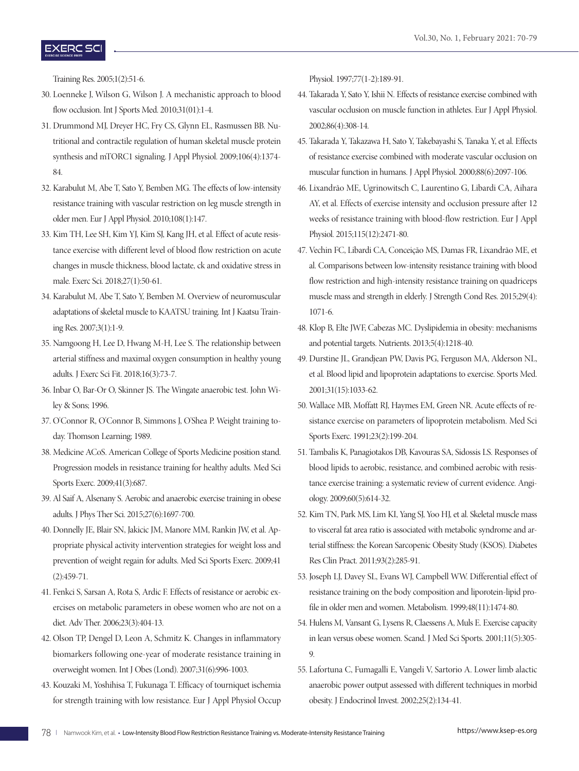Training Res. 2005;1(2):51-6.

30. Loenneke J, Wilson G, Wilson J. A mechanistic approach to blood flow occlusion. Int J Sports Med. 2010;31(01):1-4.
31. Drummond MJ, Dreyer HC, Fry CS, Glynn EL, Rasmussen BB. Nutritional and contractile regulation of human skeletal muscle protein synthesis and mTORC1 signaling. J Appl Physiol. 2009;106(4):1374-84.
32. Karabulut M, Abe T, Sato Y, Bemben MG. The effects of low-intensity resistance training with vascular restriction on leg muscle strength in older men. Eur J Appl Physiol. 2010;108(1):147.
33. Kim TH, Lee SH, Kim YJ, Kim SJ, Kang JH, et al. Effect of acute resistance exercise with different level of blood flow restriction on acute changes in muscle thickness, blood lactate, ck and oxidative stress in male. Exerc Sci. 2018;27(1):50-61.
34. Karabulut M, Abe T, Sato Y, Bemben M. Overview of neuromuscular adaptations of skeletal muscle to KAATSU training. Int J Kaatsu Training Res. 2007;3(1):1-9.
35. Namgoong H, Lee D, Hwang M-H, Lee S. The relationship between arterial stiffness and maximal oxygen consumption in healthy young adults. J Exerc Sci Fit. 2018;16(3):73-7.
36. Inbar O, Bar-Or O, Skinner JS. The Wingate anaerobic test. John Wiley & Sons; 1996.
37. O'Connor R, O'Connor B, Simmons J, O'Shea P. Weight training today. Thomson Learning; 1989.
38. Medicine ACoS. American College of Sports Medicine position stand. Progression models in resistance training for healthy adults. Med Sci Sports Exerc. 2009;41(3):687.
39. Al Saif A, Alsenany S. Aerobic and anaerobic exercise training in obese adults. J Phys Ther Sci. 2015;27(6):1697-700.
40. Donnelly JE, Blair SN, Jakicic JM, Manore MM, Rankin JW, et al. Appropriate physical activity intervention strategies for weight loss and prevention of weight regain for adults. Med Sci Sports Exerc. 2009;41(2):459-71.
41. Fenkci S, Sarsan A, Rota S, Ardic F. Effects of resistance or aerobic exercises on metabolic parameters in obese women who are not on a diet. Adv Ther. 2006;23(3):404-13.
42. Olson TP, Dengel D, Leon A, Schmitz K. Changes in inflammatory biomarkers following one-year of moderate resistance training in overweight women. Int J Obes (Lond). 2007;31(6):996-1003.
43. Kouzaki M, Yoshihisa T, Fukunaga T. Efficacy of tourniquet ischemia for strength training with low resistance. Eur J Appl Physiol Occup Physiol. 1997;77(1-2):189-91.
44. Takarada Y, Sato Y, Ishii N. Effects of resistance exercise combined with vascular occlusion on muscle function in athletes. Eur J Appl Physiol. 2002;86(4):308-14.
45. Takarada Y, Takazawa H, Sato Y, Takebayashi S, Tanaka Y, et al. Effects of resistance exercise combined with moderate vascular occlusion on muscular function in humans. J Appl Physiol. 2000;88(6):2097-106.
46. Lixandrão ME, Ugrinowitsch C, Laurentino G, Libardi CA, Aihara AY, et al. Effects of exercise intensity and occlusion pressure after 12 weeks of resistance training with blood-flow restriction. Eur J Appl Physiol. 2015;115(12):2471-80.
47. Vechin FC, Libardi CA, Conceição MS, Damas FR, Lixandrão ME, et al. Comparisons between low-intensity resistance training with blood flow restriction and high-intensity resistance training on quadriceps muscle mass and strength in elderly. J Strength Cond Res. 2015;29(4):1071-6.
48. Klop B, Elte JWF, Cabezas MC. Dyslipidemia in obesity: mechanisms and potential targets. Nutrients. 2013;5(4):1218-40.
49. Durstine JL, Grandjean PW, Davis PG, Ferguson MA, Alderson NL, et al. Blood lipid and lipoprotein adaptations to exercise. Sports Med. 2001;31(15):1033-62.
50. Wallace MB, Moffatt RJ, Haymes EM, Green NR. Acute effects of resistance exercise on parameters of lipoprotein metabolism. Med Sci Sports Exerc. 1991;23(2):199-204.
51. Tambalis K, Panagiotakos DB, Kavouras SA, Sidossis LS. Responses of blood lipids to aerobic, resistance, and combined aerobic with resistance exercise training: a systematic review of current evidence. Angiology. 2009;60(5):614-32.
52. Kim TN, Park MS, Lim KI, Yang SJ, Yoo HJ, et al. Skeletal muscle mass to visceral fat area ratio is associated with metabolic syndrome and arterial stiffness: the Korean Sarcopenic Obesity Study (KSOS). Diabetes Res Clin Pract. 2011;93(2):285-91.
53. Joseph LJ, Davey SL, Evans WJ, Campbell WW. Differential effect of resistance training on the body composition and liporotein-lipid profile in older men and women. Metabolism. 1999;48(11):1474-80.
54. Hulens M, Vansant G, Lysens R, Claessens A, Muls E. Exercise capacity in lean versus obese women. Scand. J Med Sci Sports. 2001;11(5):305-9.
55. Lafortuna C, Fumagalli E, Vangeli V, Sartorio A. Lower limb alactic anaerobic power output assessed with different techniques in morbid obesity. J Endocrinol Invest. 2002;25(2):134-41.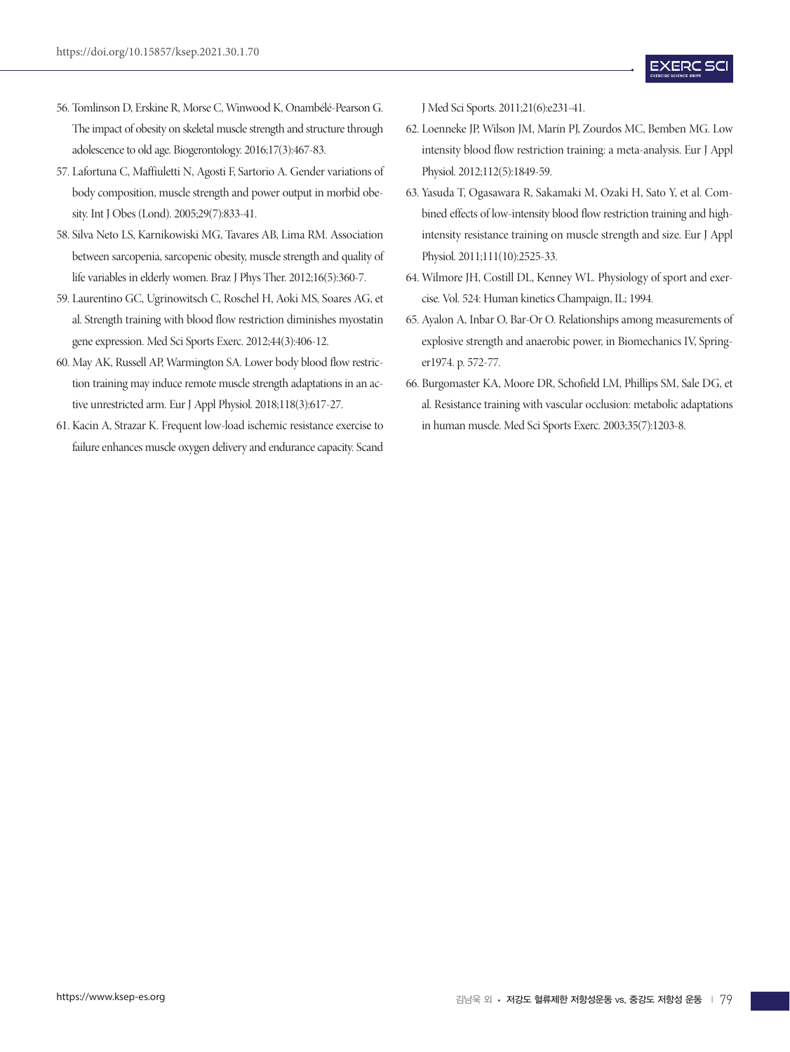56. Tomlinson D, Erskine R, Morse C, Winwood K, Onambélé-Pearson G. The impact of obesity on skeletal muscle strength and structure through adolescence to old age. Biogerontology. 2016;17(3):467-83.
57. Lafortuna C, Maffiuletti N, Agosti F, Sartorio A. Gender variations of body composition, muscle strength and power output in morbid obesity. Int J Obes (Lond). 2005;29(7):833-41.
58. Silva Neto LS, Karnikowiski MG, Tavares AB, Lima RM. Association between sarcopenia, sarcopenic obesity, muscle strength and quality of life variables in elderly women. Braz J Phys Ther. 2012;16(5):360-7.
59. Laurentino GC, Ugrinowitsch C, Roschel H, Aoki MS, Soares AG, et al. Strength training with blood flow restriction diminishes myostatin gene expression. Med Sci Sports Exerc. 2012;44(3):406-12.
60. May AK, Russell AP, Warmington SA. Lower body blood flow restriction training may induce remote muscle strength adaptations in an active unrestricted arm. Eur J Appl Physiol. 2018;118(3):617-27.
61. Kacin A, Strazar K. Frequent low-load ischemic resistance exercise to failure enhances muscle oxygen delivery and endurance capacity. Scand J Med Sci Sports. 2011;21(6):e231-41.
62. Loenneke JP, Wilson JM, Marín PJ, Zourdos MC, Bemben MG. Low intensity blood flow restriction training: a meta-analysis. Eur J Appl Physiol. 2012;112(5):1849-59.
63. Yasuda T, Ogasawara R, Sakamaki M, Ozaki H, Sato Y, et al. Combined effects of low-intensity blood flow restriction training and high-intensity resistance training on muscle strength and size. Eur J Appl Physiol. 2011;111(10):2525-33.
64. Wilmore JH, Costill DL, Kenney WL. Physiology of sport and exercise. Vol. 524: Human kinetics Champaign, IL; 1994.
65. Ayalon A, Inbar O, Bar-Or O. Relationships among measurements of explosive strength and anaerobic power, in Biomechanics IV, Springer1974. p. 572-77.
66. Burgomaster KA, Moore DR, Schofield LM, Phillips SM, Sale DG, et al. Resistance training with vascular occlusion: metabolic adaptations in human muscle. Med Sci Sports Exerc. 2003;35(7):1203-8.